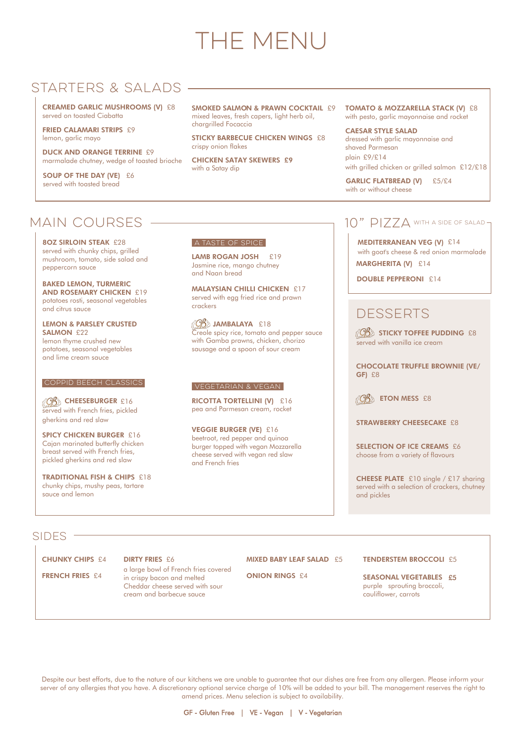# THE MENU

## STARTERS & SALADS

**CREAMED GARLIC MUSHROOMS (V)** £8
served on toasted Ciabatta

**FRIED CALAMARI STRIPS** £9
lemon, garlic mayo

**DUCK AND ORANGE TERRINE** £9
marmalade chutney, wedge of toasted brioche

**SOUP OF THE DAY (VE)** £6
served with toasted bread

**SMOKED SALMON & PRAWN COCKTAIL** £9
mixed leaves, fresh capers, light herb oil, chargrilled Focaccia

**STICKY BARBECUE CHICKEN WINGS** £8
crispy onion flakes

**CHICKEN SATAY SKEWERS** £9
with a Satay dip

**TOMATO & MOZZARELLA STACK (V)** £8
with pesto, garlic mayonnaise and rocket

**CAESAR STYLE SALAD**
dressed with garlic mayonnaise and shaved Parmesan
plain £9/£14
with grilled chicken or grilled salmon £12/£18

**GARLIC FLATBREAD (V)** £5/£4
with or without cheese

## MAIN COURSES

**8OZ SIRLOIN STEAK** £28
served with chunky chips, grilled mushroom, tomato, side salad and peppercorn sauce

**BAKED LEMON, TURMERIC AND ROSEMARY CHICKEN** £19
potatoes rosti, seasonal vegetables and citrus sauce

**LEMON & PARSLEY CRUSTED SALMON** £22
lemon thyme crushed new potatoes, seasonal vegetables and lime cream sauce

### COPPID BEECH CLASSICS

**CHEESEBURGER** £16
served with French fries, pickled gherkins and red slaw

**SPICY CHICKEN BURGER** £16
Cajan marinated butterfly chicken breast served with French fries, pickled gherkins and red slaw

**TRADITIONAL FISH & CHIPS** £18
chunky chips, mushy peas, tartare sauce and lemon

### A TASTE OF SPICE

**LAMB ROGAN JOSH** £19
Jasmine rice, mango chutney and Naan bread

**MALAYSIAN CHILLI CHICKEN** £17
served with egg fried rice and prawn crackers

**JAMBALAYA** £18
Creole spicy rice, tomato and pepper sauce with Gamba prawns, chicken, chorizo sausage and a spoon of sour cream

### VEGETARIAN & VEGAN

**RICOTTA TORTELLINI (V)** £16
pea and Parmesan cream, rocket

**VEGGIE BURGER (VE)** £16
beetroot, red pepper and quinoa burger topped with vegan Mozzarella cheese served with vegan red slaw and French fries

## 10" PIZZA WITH A SIDE OF SALAD

**MEDITERRANEAN VEG (V)** £14
with goat's cheese & red onion marmalade

**MARGHERITA (V)** £14

**DOUBLE PEPPERONI** £14

## DESSERTS

**STICKY TOFFEE PUDDING** £8
served with vanilla ice cream

**CHOCOLATE TRUFFLE BROWNIE (VE/GF)** £8

**ETON MESS** £8

**STRAWBERRY CHEESECAKE** £8

**SELECTION OF ICE CREAMS** £6
choose from a variety of flavours

**CHEESE PLATE** £10 single / £17 sharing
served with a selection of crackers, chutney and pickles

## SIDES

**CHUNKY CHIPS** £4

**FRENCH FRIES** £4

**DIRTY FRIES** £6
a large bowl of French fries covered in crispy bacon and melted Cheddar cheese served with sour cream and barbecue sauce

**MIXED BABY LEAF SALAD** £5

**ONION RINGS** £4

**TENDERSTEM BROCCOLI** £5

**SEASONAL VEGETABLES** £5
purple sprouting broccoli, cauliflower, carrots

Despite our best efforts, due to the nature of our kitchens we are unable to guarantee that our dishes are free from any allergen. Please inform your server of any allergies that you have. A discretionary optional service charge of 10% will be added to your bill. The management reserves the right to amend prices. Menu selection is subject to availability.

GF - Gluten Free | VE - Vegan | V - Vegetarian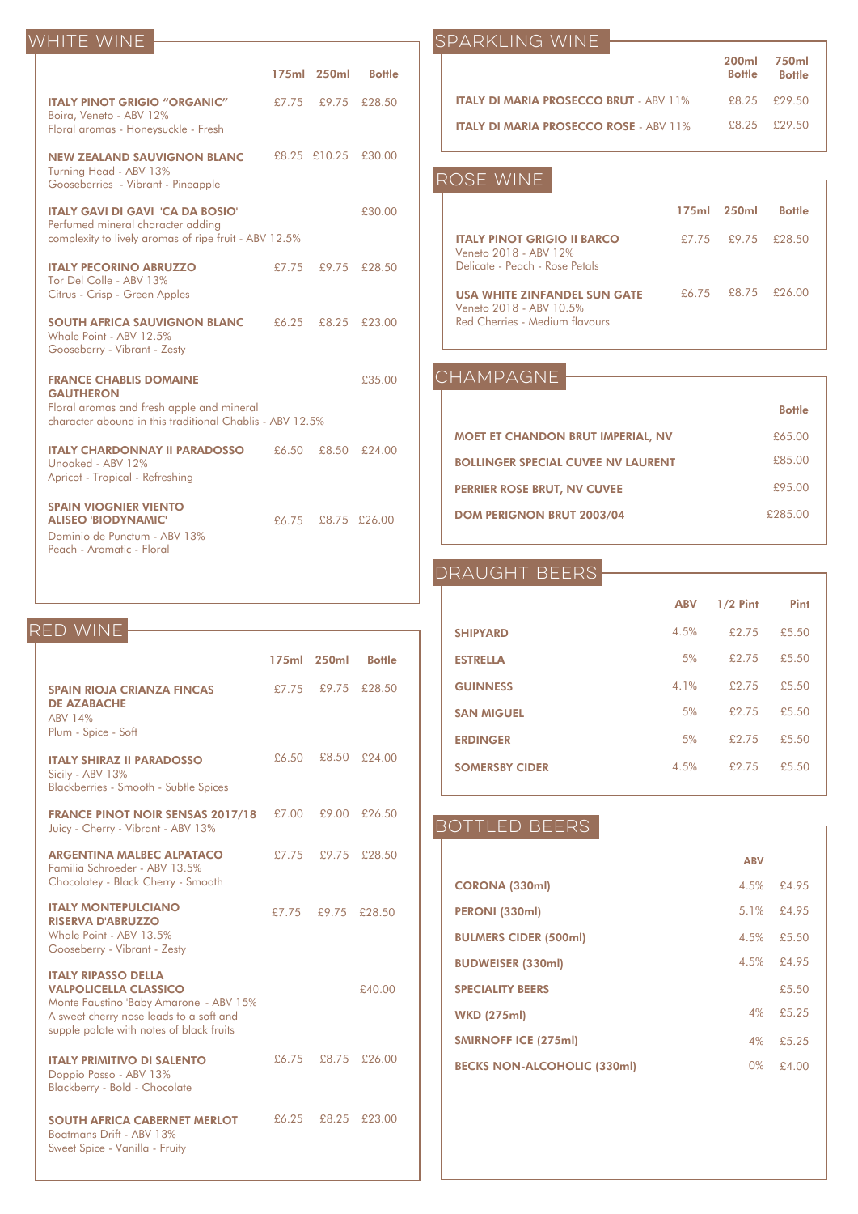## WHITE WINE

| | 175ml | 250ml | Bottle |
|---|---|---|---|
| **ITALY PINOT GRIGIO "ORGANIC"**<br>Boira, Veneto - ABV 12%<br>Floral aromas - Honeysuckle - Fresh | £7.75 | £9.75 | £28.50 |
| **NEW ZEALAND SAUVIGNON BLANC**<br>Turning Head - ABV 13%<br>Gooseberries - Vibrant - Pineapple | £8.25 | £10.25 | £30.00 |
| **ITALY GAVI DI GAVI 'CA DA BOSIO'**<br>Perfumed mineral character adding complexity to lively aromas of ripe fruit - ABV 12.5% | | | £30.00 |
| **ITALY PECORINO ABRUZZO**<br>Tor Del Colle - ABV 13%<br>Citrus - Crisp - Green Apples | £7.75 | £9.75 | £28.50 |
| **SOUTH AFRICA SAUVIGNON BLANC**<br>Whale Point - ABV 12.5%<br>Gooseberry - Vibrant - Zesty | £6.25 | £8.25 | £23.00 |
| **FRANCE CHABLIS DOMAINE GAUTHERON**<br>Floral aromas and fresh apple and mineral character abound in this traditional Chablis - ABV 12.5% | | | £35.00 |
| **ITALY CHARDONNAY II PARADOSSO**<br>Unoaked - ABV 12%<br>Apricot - Tropical - Refreshing | £6.50 | £8.50 | £24.00 |
| **SPAIN VIOGNIER VIENTO ALISEO 'BIODYNAMIC'**<br>Dominio de Punctum - ABV 13%<br>Peach - Aromatic - Floral | £6.75 | £8.75 | £26.00 |

## RED WINE

| | 175ml | 250ml | Bottle |
|---|---|---|---|
| **SPAIN RIOJA CRIANZA FINCAS DE AZABACHE**<br>ABV 14%<br>Plum - Spice - Soft | £7.75 | £9.75 | £28.50 |
| **ITALY SHIRAZ II PARADOSSO**<br>Sicily - ABV 13%<br>Blackberries - Smooth - Subtle Spices | £6.50 | £8.50 | £24.00 |
| **FRANCE PINOT NOIR SENSAS 2017/18**<br>Juicy - Cherry - Vibrant - ABV 13% | £7.00 | £9.00 | £26.50 |
| **ARGENTINA MALBEC ALPATACO**<br>Familia Schroeder - ABV 13.5%<br>Chocolatey - Black Cherry - Smooth | £7.75 | £9.75 | £28.50 |
| **ITALY MONTEPULCIANO RISERVA D'ABRUZZO**<br>Whale Point - ABV 13.5%<br>Gooseberry - Vibrant - Zesty | £7.75 | £9.75 | £28.50 |
| **ITALY RIPASSO DELLA VALPOLICELLA CLASSICO**<br>Monte Faustino 'Baby Amarone' - ABV 15%<br>A sweet cherry nose leads to a soft and supple palate with notes of black fruits | | | £40.00 |
| **ITALY PRIMITIVO DI SALENTO**<br>Doppio Passo - ABV 13%<br>Blackberry - Bold - Chocolate | £6.75 | £8.75 | £26.00 |
| **SOUTH AFRICA CABERNET MERLOT**<br>Boatmans Drift - ABV 13%<br>Sweet Spice - Vanilla - Fruity | £6.25 | £8.25 | £23.00 |

## SPARKLING WINE

| | 200ml Bottle | 750ml Bottle |
|---|---|---|
| **ITALY DI MARIA PROSECCO BRUT** - ABV 11% | £8.25 | £29.50 |
| **ITALY DI MARIA PROSECCO ROSE** - ABV 11% | £8.25 | £29.50 |

## ROSE WINE

| | 175ml | 250ml | Bottle |
|---|---|---|---|
| **ITALY PINOT GRIGIO II BARCO**<br>Veneto 2018 - ABV 12%<br>Delicate - Peach - Rose Petals | £7.75 | £9.75 | £28.50 |
| **USA WHITE ZINFANDEL SUN GATE**<br>Veneto 2018 - ABV 10.5%<br>Red Cherries - Medium flavours | £6.75 | £8.75 | £26.00 |

## CHAMPAGNE

| | Bottle |
|---|---|
| **MOET ET CHANDON BRUT IMPERIAL, NV** | £65.00 |
| **BOLLINGER SPECIAL CUVEE NV LAURENT** | £85.00 |
| **PERRIER ROSE BRUT, NV CUVEE** | £95.00 |
| **DOM PERIGNON BRUT 2003/04** | £285.00 |

## DRAUGHT BEERS

| | ABV | 1/2 Pint | Pint |
|---|---|---|---|
| **SHIPYARD** | 4.5% | £2.75 | £5.50 |
| **ESTRELLA** | 5% | £2.75 | £5.50 |
| **GUINNESS** | 4.1% | £2.75 | £5.50 |
| **SAN MIGUEL** | 5% | £2.75 | £5.50 |
| **ERDINGER** | 5% | £2.75 | £5.50 |
| **SOMERSBY CIDER** | 4.5% | £2.75 | £5.50 |

## BOTTLED BEERS

| | ABV | |
|---|---|---|
| **CORONA (330ml)** | 4.5% | £4.95 |
| **PERONI (330ml)** | 5.1% | £4.95 |
| **BULMERS CIDER (500ml)** | 4.5% | £5.50 |
| **BUDWEISER (330ml)** | 4.5% | £4.95 |
| **SPECIALITY BEERS** | | £5.50 |
| **WKD (275ml)** | 4% | £5.25 |
| **SMIRNOFF ICE (275ml)** | 4% | £5.25 |
| **BECKS NON-ALCOHOLIC (330ml)** | 0% | £4.00 |